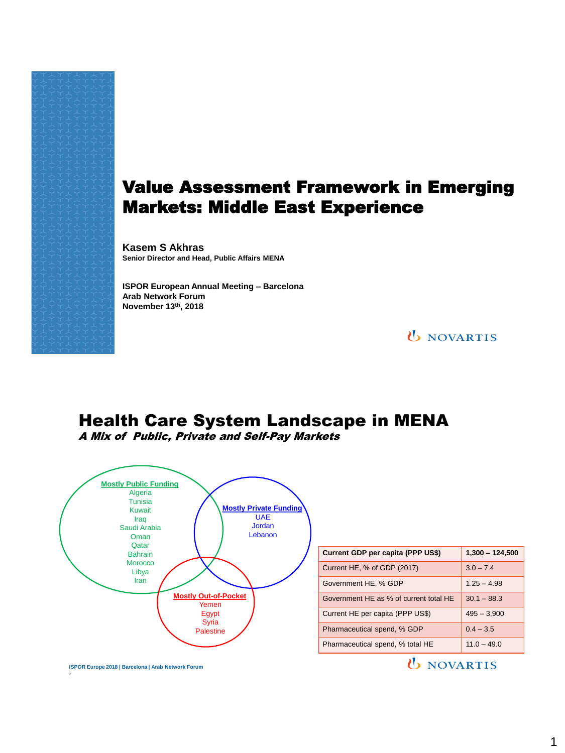# Value Assessment Framework in Emerging Markets: Middle East Experience

**Kasem S Akhras**
**Senior Director and Head, Public Affairs MENA**

**ISPOR European Annual Meeting – Barcelona**
**Arab Network Forum**
**November 13th, 2018**

NOVARTIS

## Health Care System Landscape in MENA

### *A Mix of Public, Private and Self-Pay Markets*

**Mostly Public Funding**
- Algeria
- Tunisia
- Kuwait
- Iraq
- Saudi Arabia
- Oman
- Qatar
- Bahrain
- Morocco
- Libya
- Iran

**Mostly Private Funding**
- UAE
- Jordan
- Lebanon

**Mostly Out-of-Pocket**
- Yemen
- Egypt
- Syria
- Palestine

| Current GDP per capita (PPP US$) | 1,300 – 124,500 |
|---|---|
| Current HE, % of GDP (2017) | 3.0 – 7.4 |
| Government HE, % GDP | 1.25 – 4.98 |
| Government HE as % of current total HE | 30.1 – 88.3 |
| Current HE per capita (PPP US$) | 495 – 3,900 |
| Pharmaceutical spend, % GDP | 0.4 – 3.5 |
| Pharmaceutical spend, % total HE | 11.0 – 49.0 |

ISPOR Europe 2018 | Barcelona | Arab Network Forum

NOVARTIS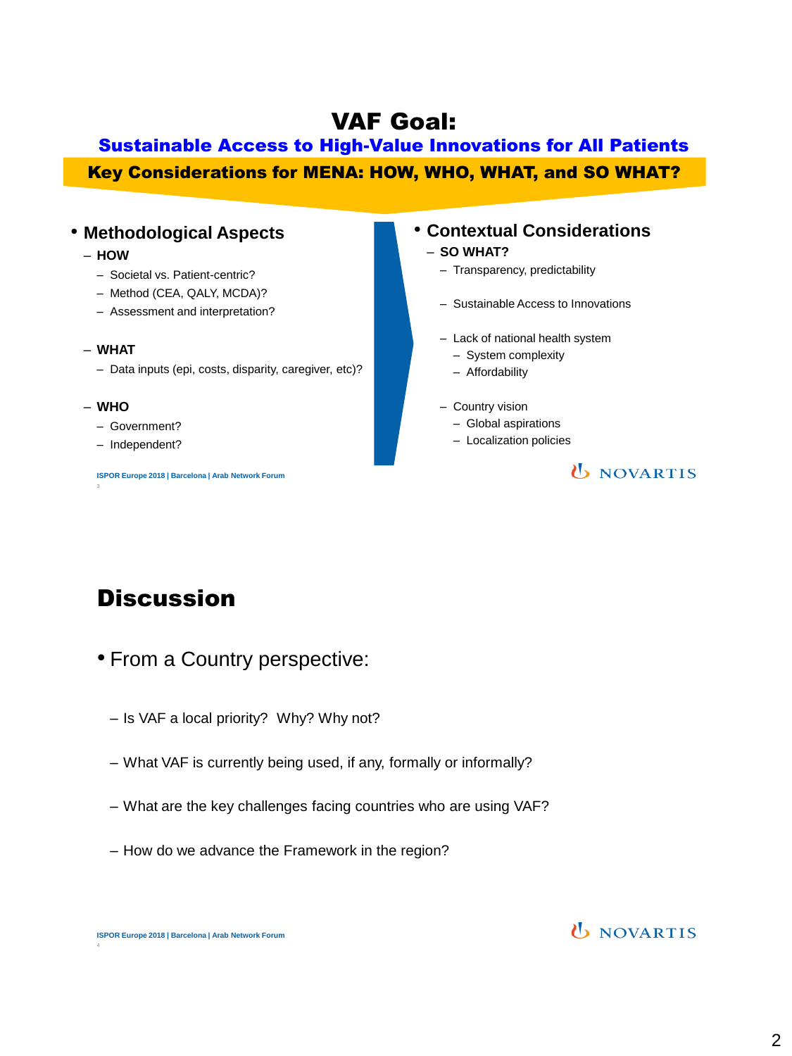# VAF Goal:

## Sustainable Access to High-Value Innovations for All Patients

**Key Considerations for MENA: HOW, WHO, WHAT, and SO WHAT?**

- **Methodological Aspects**
  - **HOW**
    - Societal vs. Patient-centric?
    - Method (CEA, QALY, MCDA)?
    - Assessment and interpretation?
  - **WHAT**
    - Data inputs (epi, costs, disparity, caregiver, etc)?
  - **WHO**
    - Government?
    - Independent?

- **Contextual Considerations**
  - **SO WHAT?**
    - Transparency, predictability
    - Sustainable Access to Innovations
    - Lack of national health system
      - System complexity
      - Affordability
    - Country vision
      - Global aspirations
      - Localization policies

ISPOR Europe 2018 | Barcelona | Arab Network Forum

NOVARTIS

# Discussion

- From a Country perspective:
  - Is VAF a local priority? Why? Why not?
  - What VAF is currently being used, if any, formally or informally?
  - What are the key challenges facing countries who are using VAF?
  - How do we advance the Framework in the region?

ISPOR Europe 2018 | Barcelona | Arab Network Forum

NOVARTIS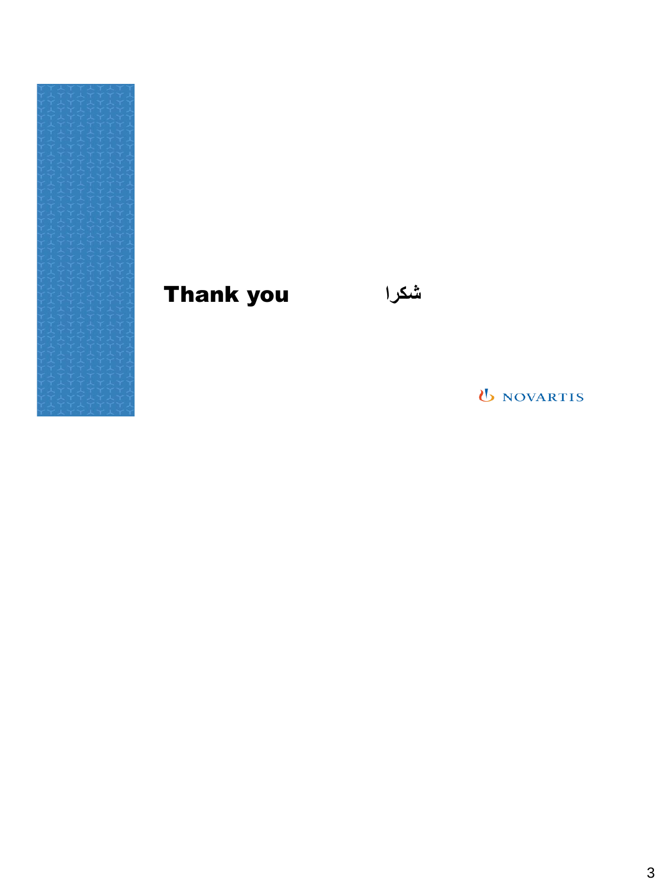**Thank you** شكرا

NOVARTIS